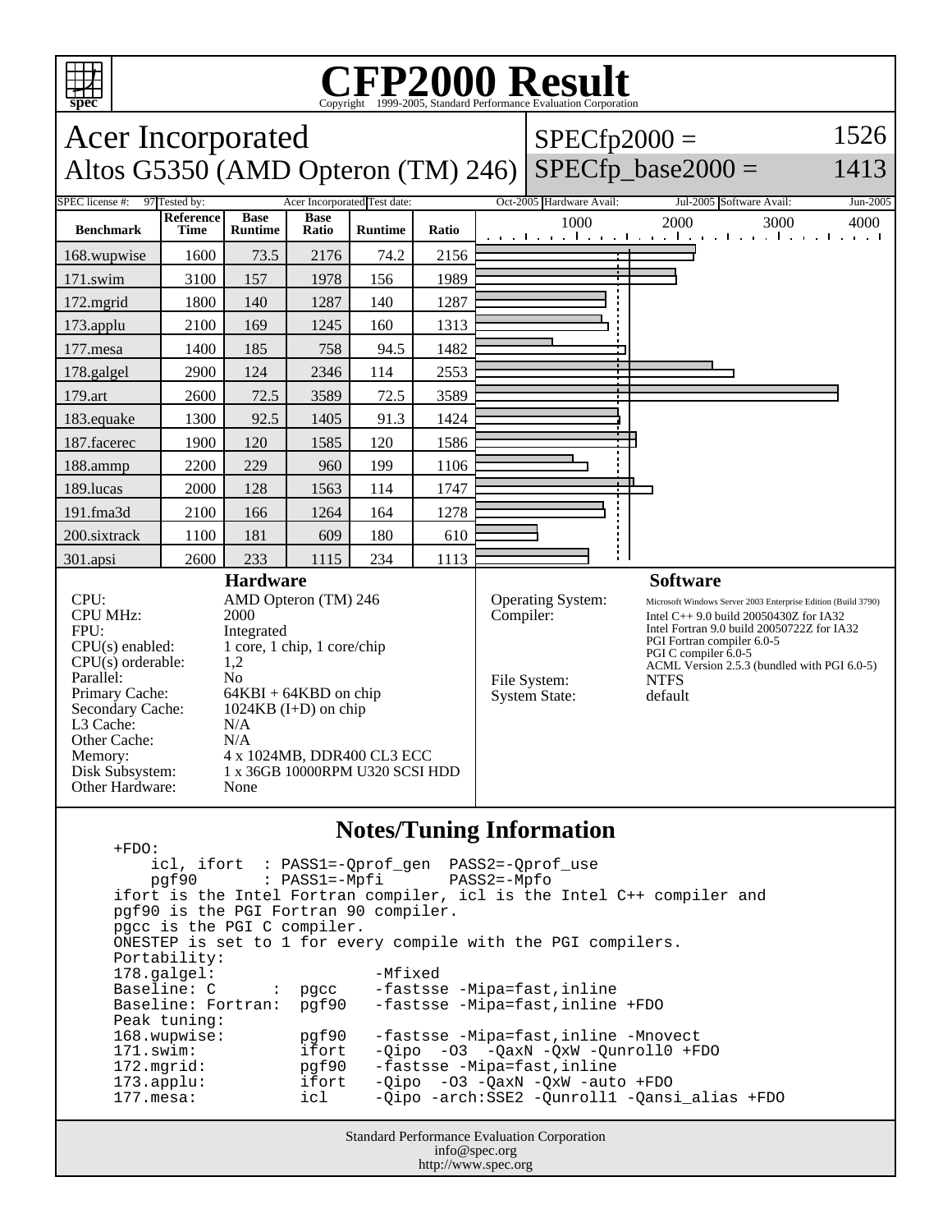# CFP2000 Result

Copyright 1999-2005, Standard Performance Evaluation Corporation

## Acer Incorporated
## Altos G5350 (AMD Opteron (TM) 246)

SPECfp2000 = 1526
SPECfp_base2000 = 1413

SPEC license #: 97 | Tested by: Acer Incorporated | Test date: Oct-2005 | Hardware Avail: Jul-2005 | Software Avail: Jun-2005

| Benchmark | Reference Time | Base Runtime | Base Ratio | Runtime | Ratio |
|---|---|---|---|---|---|
| 168.wupwise | 1600 | 73.5 | 2176 | 74.2 | 2156 |
| 171.swim | 3100 | 157 | 1978 | 156 | 1989 |
| 172.mgrid | 1800 | 140 | 1287 | 140 | 1287 |
| 173.applu | 2100 | 169 | 1245 | 160 | 1313 |
| 177.mesa | 1400 | 185 | 758 | 94.5 | 1482 |
| 178.galgel | 2900 | 124 | 2346 | 114 | 2553 |
| 179.art | 2600 | 72.5 | 3589 | 72.5 | 3589 |
| 183.equake | 1300 | 92.5 | 1405 | 91.3 | 1424 |
| 187.facerec | 1900 | 120 | 1585 | 120 | 1586 |
| 188.ammp | 2200 | 229 | 960 | 199 | 1106 |
| 189.lucas | 2000 | 128 | 1563 | 114 | 1747 |
| 191.fma3d | 2100 | 166 | 1264 | 164 | 1278 |
| 200.sixtrack | 1100 | 181 | 609 | 180 | 610 |
| 301.apsi | 2600 | 233 | 1115 | 234 | 1113 |

### Hardware

| | |
|---|---|
| CPU: | AMD Opteron (TM) 246 |
| CPU MHz: | 2000 |
| FPU: | Integrated |
| CPU(s) enabled: | 1 core, 1 chip, 1 core/chip |
| CPU(s) orderable: | 1,2 |
| Parallel: | No |
| Primary Cache: | 64KBI + 64KBD on chip |
| Secondary Cache: | 1024KB (I+D) on chip |
| L3 Cache: | N/A |
| Other Cache: | N/A |
| Memory: | 4 x 1024MB, DDR400 CL3 ECC |
| Disk Subsystem: | 1 x 36GB 10000RPM U320 SCSI HDD |
| Other Hardware: | None |

### Software

| | |
|---|---|
| Operating System: | Microsoft Windows Server 2003 Enterprise Edition (Build 3790) |
| Compiler: | Intel C++ 9.0 build 20050430Z for IA32<br>Intel Fortran 9.0 build 20050722Z for IA32<br>PGI Fortran compiler 6.0-5<br>PGI C compiler 6.0-5<br>ACML Version 2.5.3 (bundled with PGI 6.0-5) |
| File System: | NTFS |
| System State: | default |

### Notes/Tuning Information

```
+FDO:
    icl, ifort  : PASS1=-Qprof_gen  PASS2=-Qprof_use
    pgf90       : PASS1=-Mpfi       PASS2=-Mpfo
ifort is the Intel Fortran compiler, icl is the Intel C++ compiler and
pgf90 is the PGI Fortran 90 compiler.
pgcc is the PGI C compiler.
ONESTEP is set to 1 for every compile with the PGI compilers.
Portability:
178.galgel:                  -Mfixed
Baseline: C      :  pgcc    -fastsse -Mipa=fast,inline
Baseline: Fortran:  pgf90   -fastsse -Mipa=fast,inline +FDO
Peak tuning:
168.wupwise:        pgf90   -fastsse -Mipa=fast,inline -Mnovect
171.swim:           ifort   -Qipo  -O3  -QaxN -QxW -Qunroll0 +FDO
172.mgrid:          pgf90   -fastsse -Mipa=fast,inline
173.applu:          ifort   -Qipo  -O3 -QaxN -QxW -auto +FDO
177.mesa:           icl     -Qipo -arch:SSE2 -Qunroll1 -Qansi_alias +FDO
```

Standard Performance Evaluation Corporation
info@spec.org
http://www.spec.org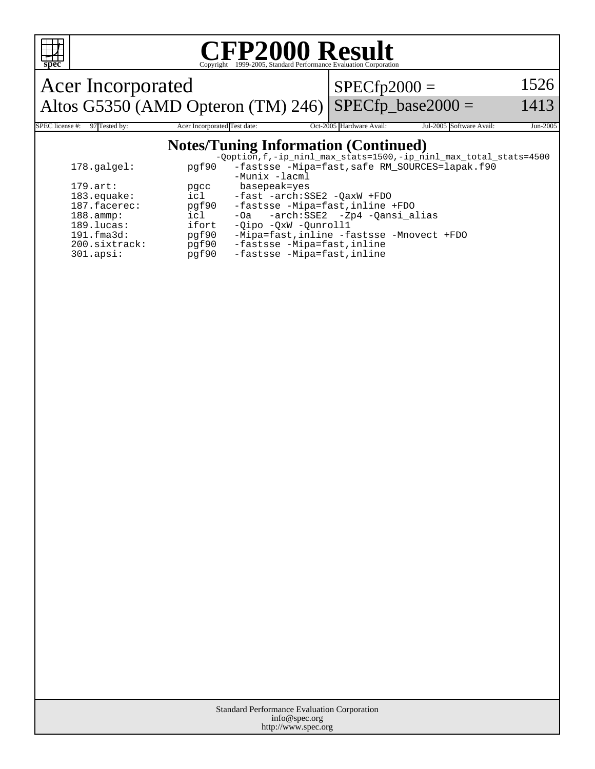# CFP2000 Result

Copyright 1999-2005, Standard Performance Evaluation Corporation

Acer Incorporated
Altos G5350 (AMD Opteron (TM) 246)

SPECfp2000 = 1526
SPECfp_base2000 = 1413

| SPEC license #: | 97 | Tested by: | Acer Incorporated | Test date: | Oct-2005 | Hardware Avail: | Jul-2005 | Software Avail: | Jun-2005 |
|---|---|---|---|---|---|---|---|---|---|

## Notes/Tuning Information (Continued)

```
                              -Qoption,f,-ip_ninl_max_stats=1500,-ip_ninl_max_total_stats=4500
   178.galgel:        pgf90   -fastsse -Mipa=fast,safe RM_SOURCES=lapak.f90
                              -Munix -lacml
   179.art:           pgcc     basepeak=yes
   183.equake:        icl     -fast -arch:SSE2 -QaxW +FDO
   187.facerec:       pgf90   -fastsse -Mipa=fast,inline +FDO
   188.ammp:          icl     -Oa   -arch:SSE2  -Zp4 -Qansi_alias
   189.lucas:         ifort   -Qipo -QxW -Qunroll1
   191.fma3d:         pgf90   -Mipa=fast,inline -fastsse -Mnovect +FDO
   200.sixtrack:      pgf90   -fastsse -Mipa=fast,inline
   301.apsi:          pgf90   -fastsse -Mipa=fast,inline
```

Standard Performance Evaluation Corporation
info@spec.org
http://www.spec.org